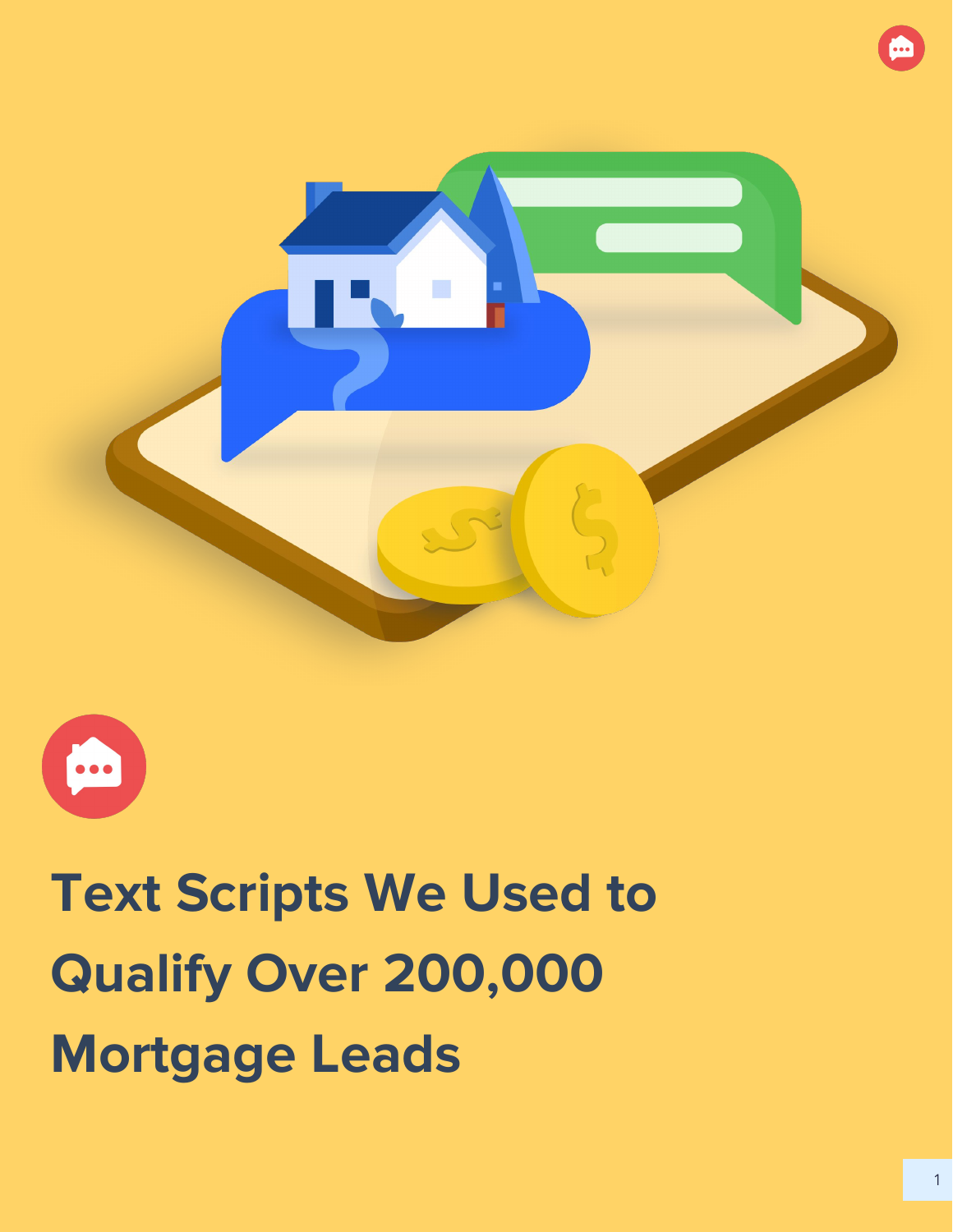# Text Scripts We Used to Qualify Over 200,000 Mortgage Leads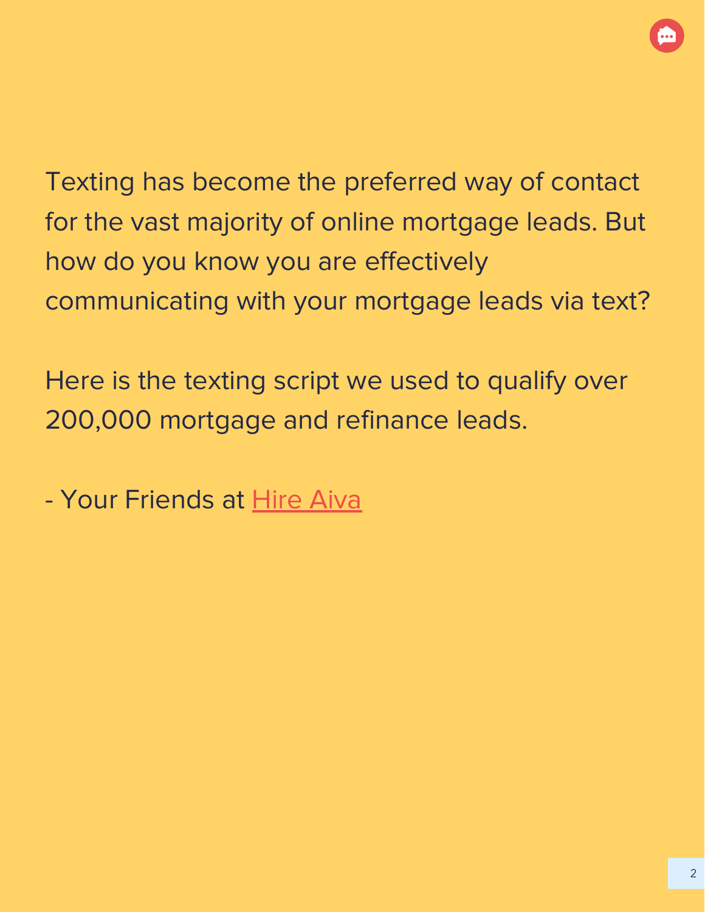Texting has become the preferred way of contact for the vast majority of online mortgage leads. But how do you know you are effectively communicating with your mortgage leads via text?

Here is the texting script we used to qualify over 200,000 mortgage and refinance leads.

- Your Friends at Hire Aiva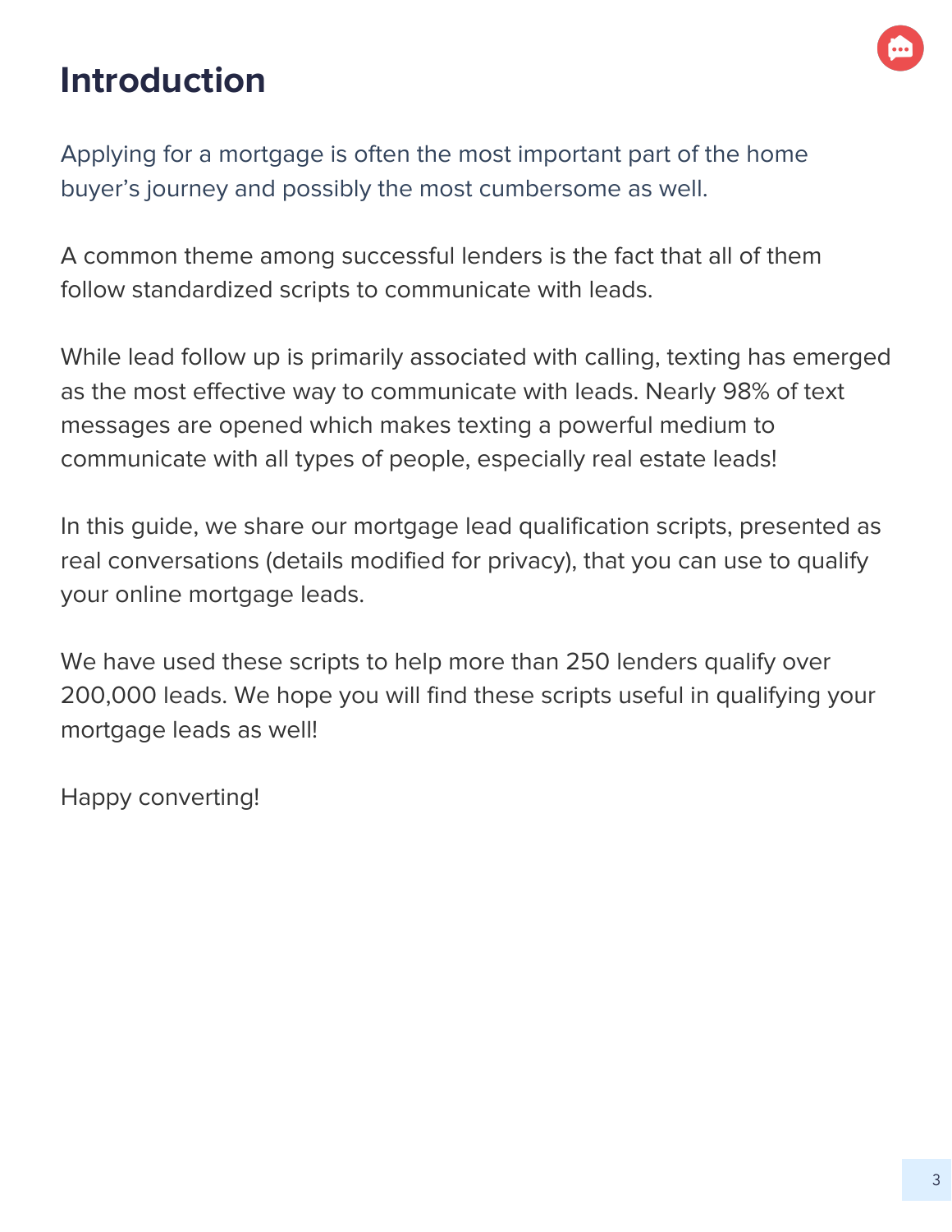# Introduction

Applying for a mortgage is often the most important part of the home buyer's journey and possibly the most cumbersome as well.

A common theme among successful lenders is the fact that all of them follow standardized scripts to communicate with leads.

While lead follow up is primarily associated with calling, texting has emerged as the most effective way to communicate with leads. Nearly 98% of text messages are opened which makes texting a powerful medium to communicate with all types of people, especially real estate leads!

In this guide, we share our mortgage lead qualification scripts, presented as real conversations (details modified for privacy), that you can use to qualify your online mortgage leads.

We have used these scripts to help more than 250 lenders qualify over 200,000 leads. We hope you will find these scripts useful in qualifying your mortgage leads as well!

Happy converting!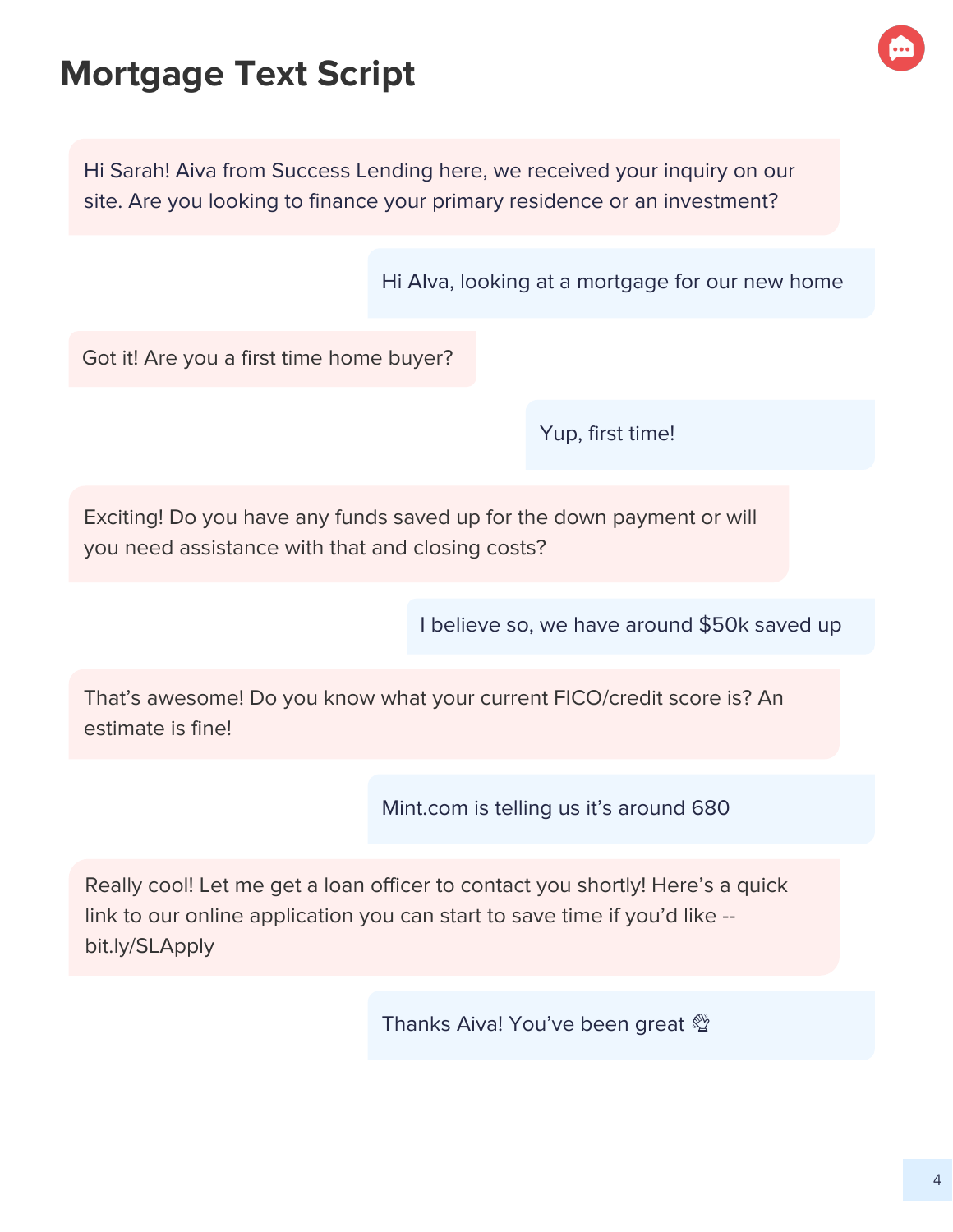# Mortgage Text Script

Hi Sarah! Aiva from Success Lending here, we received your inquiry on our site. Are you looking to finance your primary residence or an investment?

Hi Alva, looking at a mortgage for our new home

Got it! Are you a first time home buyer?

Yup, first time!

Exciting! Do you have any funds saved up for the down payment or will you need assistance with that and closing costs?

I believe so, we have around $50k saved up

That's awesome! Do you know what your current FICO/credit score is? An estimate is fine!

Mint.com is telling us it's around 680

Really cool! Let me get a loan officer to contact you shortly! Here's a quick link to our online application you can start to save time if you'd like -- bit.ly/SLApply

Thanks Aiva! You've been great 👏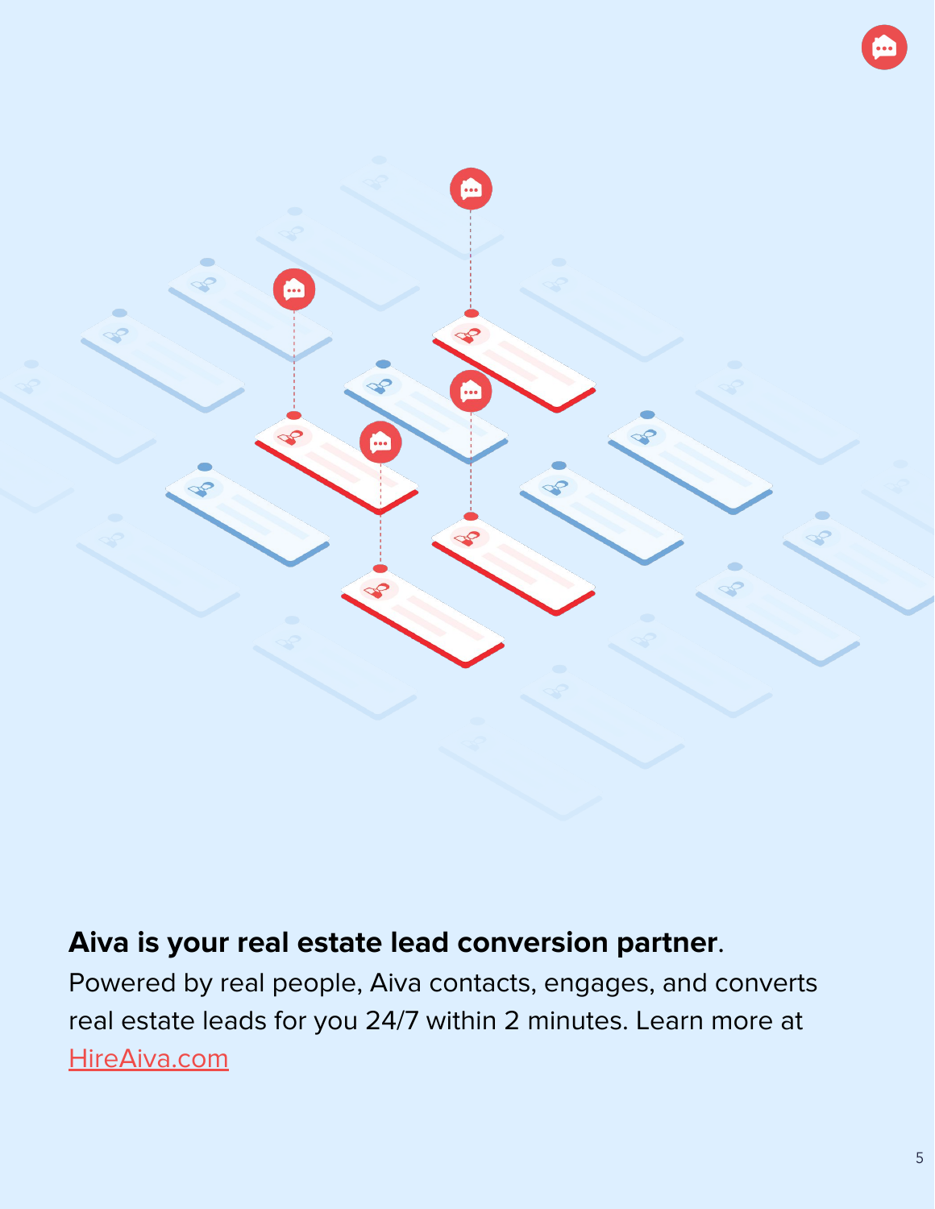**Aiva is your real estate lead conversion partner**.

Powered by real people, Aiva contacts, engages, and converts real estate leads for you 24/7 within 2 minutes. Learn more at [HireAiva.com](https://HireAiva.com)